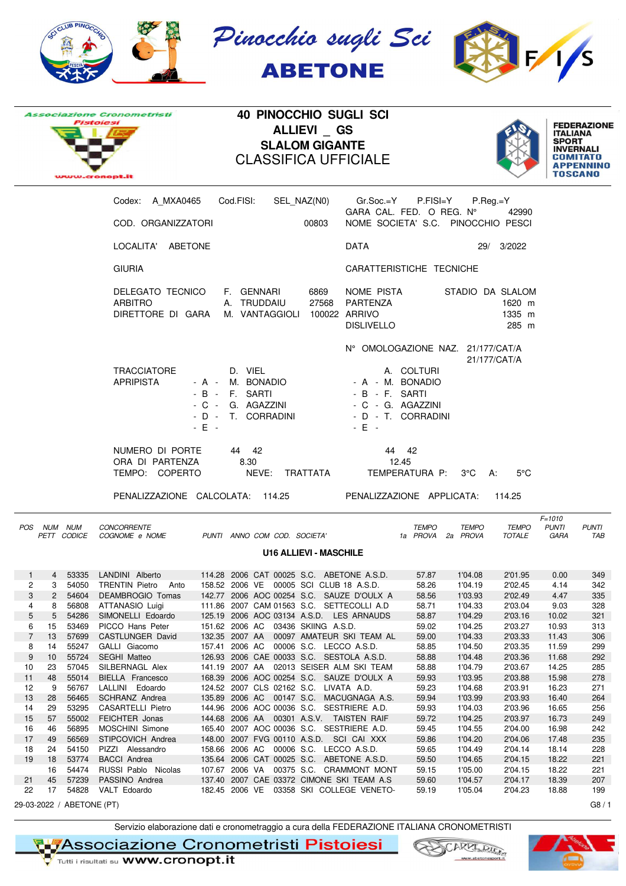# Pinocchio sugli Sci
## ABETONE

Associazione Cronometristi Pistoiesi
www.cronopt.it

# 40 PINOCCHIO SUGLI SCI
## ALLIEVI _ GS
## SLALOM GIGANTE
## CLASSIFICA UFFICIALE

FEDERAZIONE ITALIANA SPORT INVERNALI
COMITATO APPENNINO TOSCANO

| | | | |
|---|---|---|---|
| Codex: A_MXA0465 | Cod.FISI: SEL_NAZ(N0) | Gr.Soc.=Y P.FISI=Y P.Reg.=Y | |
| | | GARA CAL. FED. O REG. N° | 42990 |
| COD. ORGANIZZATORI | 00803 | NOME SOCIETA' S.C. PINOCCHIO PESCI | |
| LOCALITA' ABETONE | | DATA | 29/ 3/2022 |
| GIURIA | | CARATTERISTICHE TECNICHE | |
| DELEGATO TECNICO | F. GENNARI 6869 | NOME PISTA | STADIO DA SLALOM |
| ARBITRO | A. TRUDDAIU 27568 | PARTENZA | 1620 m |
| DIRETTORE DI GARA | M. VANTAGGIOLI 100022 | ARRIVO | 1335 m |
| | | DISLIVELLO | 285 m |
| | | N° OMOLOGAZIONE NAZ. | 21/177/CAT/A |
| | | | 21/177/CAT/A |

| | 1a manche | 2a manche |
|---|---|---|
| TRACCIATORE | D. VIEL | A. COLTURI |
| APRIPISTA - A - | M. BONADIO | M. BONADIO |
| - B - | F. SARTI | F. SARTI |
| - C - | G. AGAZZINI | G. AGAZZINI |
| - D - | T. CORRADINI | T. CORRADINI |
| - E - | | |
| NUMERO DI PORTE | 44 42 | 44 42 |
| ORA DI PARTENZA | 8.30 | 12.45 |

TEMPO: COPERTO NEVE: TRATTATA TEMPERATURA P: 3°C A: 5°C

PENALIZZAZIONE CALCOLATA: 114.25 PENALIZZAZIONE APPLICATA: 114.25

F=1010

### U16 ALLIEVI - MASCHILE

| POS | NUM PETT | NUM CODICE | CONCORRENTE COGNOME e NOME | PUNTI | ANNO | COM | COD. | SOCIETA' | TEMPO 1a PROVA | TEMPO 2a PROVA | TEMPO TOTALE | PUNTI GARA | PUNTI TAB |
|---|---|---|---|---|---|---|---|---|---|---|---|---|---|
| 1 | 4 | 53335 | LANDINI Alberto | 114.28 | 2006 | CAT | 00025 | S.C. ABETONE A.S.D. | 57.87 | 1'04.08 | 2'01.95 | 0.00 | 349 |
| 2 | 3 | 54050 | TRENTIN Pietro Anto | 158.52 | 2006 | VE | 00005 | SCI CLUB 18 A.S.D. | 58.26 | 1'04.19 | 2'02.45 | 4.14 | 342 |
| 3 | 2 | 54604 | DEAMBROGIO Tomas | 142.77 | 2006 | AOC | 00254 | S.C. SAUZE D'OULX A | 58.56 | 1'03.93 | 2'02.49 | 4.47 | 335 |
| 4 | 8 | 56808 | ATTANASIO Luigi | 111.86 | 2007 | CAM | 01563 | S.C. SETTECOLLI A.D | 58.71 | 1'04.33 | 2'03.04 | 9.03 | 328 |
| 5 | 5 | 54286 | SIMONELLI Edoardo | 125.19 | 2006 | AOC | 03134 | A.S.D. LES ARNAUDS | 58.87 | 1'04.29 | 2'03.16 | 10.02 | 321 |
| 6 | 15 | 53469 | PICCO Hans Peter | 151.62 | 2006 | AC | 03436 | SKIING A.S.D. | 59.02 | 1'04.25 | 2'03.27 | 10.93 | 313 |
| 7 | 13 | 57699 | CASTLUNGER David | 132.35 | 2007 | AA | 00097 | AMATEUR SKI TEAM AL | 59.00 | 1'04.33 | 2'03.33 | 11.43 | 306 |
| 8 | 14 | 55247 | GALLI Giacomo | 157.41 | 2006 | AC | 00006 | S.C. LECCO A.S.D. | 58.85 | 1'04.50 | 2'03.35 | 11.59 | 299 |
| 9 | 10 | 55724 | SEGHI Matteo | 126.93 | 2006 | CAE | 00033 | S.C. SESTOLA A.S.D. | 58.88 | 1'04.48 | 2'03.36 | 11.68 | 292 |
| 10 | 23 | 57045 | SILBERNAGL Alex | 141.19 | 2007 | AA | 02013 | SEISER ALM SKI TEAM | 58.88 | 1'04.79 | 2'03.67 | 14.25 | 285 |
| 11 | 48 | 55014 | BIELLA Francesco | 168.39 | 2006 | AOC | 00254 | S.C. SAUZE D'OULX A | 59.93 | 1'03.95 | 2'03.88 | 15.98 | 278 |
| 12 | 9 | 56767 | LALLINI Edoardo | 124.52 | 2007 | CLS | 02162 | S.C. LIVATA A.D. | 59.23 | 1'04.68 | 2'03.91 | 16.23 | 271 |
| 13 | 28 | 56465 | SCHRANZ Andrea | 135.89 | 2006 | AC | 00147 | S.C. MACUGNAGA A.S. | 59.94 | 1'03.99 | 2'03.93 | 16.40 | 264 |
| 14 | 29 | 53295 | CASARTELLI Pietro | 144.96 | 2006 | AOC | 00036 | S.C. SESTRIERE A.D. | 59.93 | 1'04.03 | 2'03.96 | 16.65 | 256 |
| 15 | 57 | 55002 | FEICHTER Jonas | 144.68 | 2006 | AA | 00301 | A.S.V. TAISTEN RAIF | 59.72 | 1'04.25 | 2'03.97 | 16.73 | 249 |
| 16 | 46 | 56895 | MOSCHINI Simone | 165.40 | 2007 | AOC | 00036 | S.C. SESTRIERE A.D. | 59.45 | 1'04.55 | 2'04.00 | 16.98 | 242 |
| 17 | 49 | 56569 | STIPCOVICH Andrea | 148.00 | 2007 | FVG | 00110 | A.S.D. SCI CAI XXX | 59.86 | 1'04.20 | 2'04.06 | 17.48 | 235 |
| 18 | 24 | 54150 | PIZZI Alessandro | 158.66 | 2006 | AC | 00006 | S.C. LECCO A.S.D. | 59.65 | 1'04.49 | 2'04.14 | 18.14 | 228 |
| 19 | 18 | 53774 | BACCI Andrea | 135.64 | 2006 | CAT | 00025 | S.C. ABETONE A.S.D. | 59.50 | 1'04.65 | 2'04.15 | 18.22 | 221 |
| | 16 | 54474 | RUSSI Pablo Nicolas | 107.67 | 2006 | VA | 00375 | S.C. CRAMMONT MONT | 59.15 | 1'05.00 | 2'04.15 | 18.22 | 221 |
| 21 | 45 | 57239 | PASSINO Andrea | 137.40 | 2007 | CAE | 03372 | CIMONE SKI TEAM A.S | 59.60 | 1'04.57 | 2'04.17 | 18.39 | 207 |
| 22 | 17 | 54828 | VALT Edoardo | 182.45 | 2006 | VE | 03358 | SKI COLLEGE VENETO- | 59.19 | 1'05.04 | 2'04.23 | 18.88 | 199 |

29-03-2022 / ABETONE (PT) G8 / 1

Servizio elaborazione dati e cronometraggio a cura della FEDERAZIONE ITALIANA CRONOMETRISTI

Associazione Cronometristi Pistoiesi — Tutti i risultati su www.cronopt.it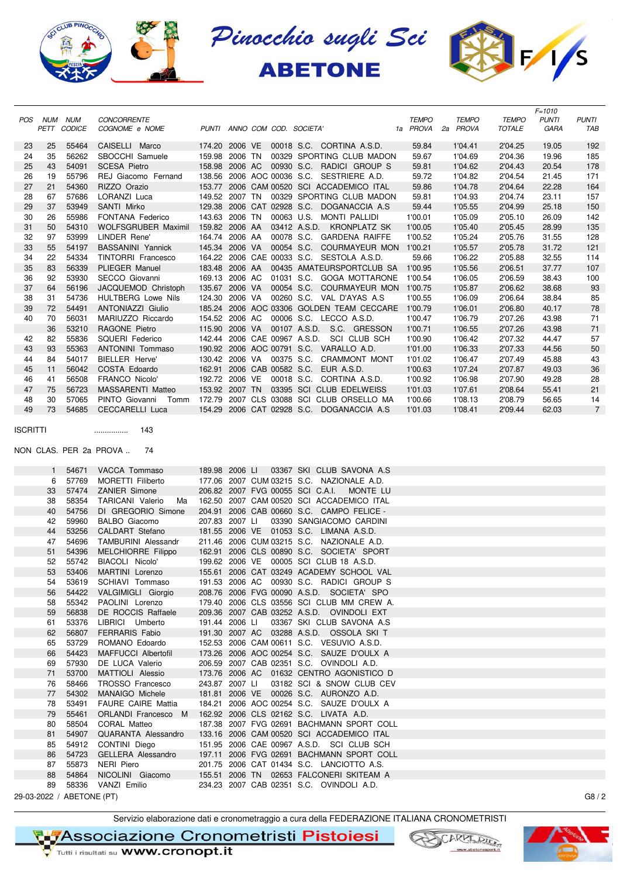# Pinocchio sugli Sci
## ABETONE

| POS | NUM PETT | NUM CODICE | CONCORRENTE COGNOME e NOME | PUNTI | ANNO | COM | COD. | SOCIETA' | TEMPO 1a PROVA | TEMPO 2a PROVA | TEMPO TOTALE | F=1010 PUNTI GARA | PUNTI TAB |
|---|---|---|---|---|---|---|---|---|---|---|---|---|---|
| 23 | 25 | 55464 | CAISELLI Marco | 174.20 | 2006 | VE | 00018 | S.C. CORTINA A.S.D. | 59.84 | 1'04.41 | 2'04.25 | 19.05 | 192 |
| 24 | 35 | 56262 | SBOCCHI Samuele | 159.98 | 2006 | TN | 00329 | SPORTING CLUB MADON | 59.67 | 1'04.69 | 2'04.36 | 19.96 | 185 |
| 25 | 43 | 54091 | SCESA Pietro | 158.98 | 2006 | AC | 00930 | S.C. RADICI GROUP S | 59.81 | 1'04.62 | 2'04.43 | 20.54 | 178 |
| 26 | 19 | 55796 | REJ Giacomo Fernand | 138.56 | 2006 | AOC | 00036 | S.C. SESTRIERE A.D. | 59.72 | 1'04.82 | 2'04.54 | 21.45 | 171 |
| 27 | 21 | 54360 | RIZZO Orazio | 153.77 | 2006 | CAM | 00520 | SCI ACCADEMICO ITAL | 59.86 | 1'04.78 | 2'04.64 | 22.28 | 164 |
| 28 | 67 | 57686 | LORANZI Luca | 149.52 | 2007 | TN | 00329 | SPORTING CLUB MADON | 59.81 | 1'04.93 | 2'04.74 | 23.11 | 157 |
| 29 | 37 | 53949 | SANTI Mirko | 129.38 | 2006 | CAT | 02928 | S.C. DOGANACCIA A.S | 59.44 | 1'05.55 | 2'04.99 | 25.18 | 150 |
| 30 | 26 | 55986 | FONTANA Federico | 143.63 | 2006 | TN | 00063 | U.S. MONTI PALLIDI | 1'00.01 | 1'05.09 | 2'05.10 | 26.09 | 142 |
| 31 | 50 | 54310 | WOLFSGRUBER Maximil | 159.82 | 2006 | AA | 03412 | A.S.D. KRONPLATZ SK | 1'00.05 | 1'05.40 | 2'05.45 | 28.99 | 135 |
| 32 | 97 | 53999 | LINDER Rene' | 164.74 | 2006 | AA | 00078 | S.C. GARDENA RAIFFE | 1'00.52 | 1'05.24 | 2'05.76 | 31.55 | 128 |
| 33 | 55 | 54197 | BASSANINI Yannick | 145.34 | 2006 | VA | 00054 | S.C. COURMAYEUR MON | 1'00.21 | 1'05.57 | 2'05.78 | 31.72 | 121 |
| 34 | 22 | 54334 | TINTORRI Francesco | 164.22 | 2006 | CAE | 00033 | S.C. SESTOLA A.S.D. | 59.66 | 1'06.22 | 2'05.88 | 32.55 | 114 |
| 35 | 83 | 56339 | PLIEGER Manuel | 183.48 | 2006 | AA | 00435 | AMATEURSPORTCLUB SA | 1'00.95 | 1'05.56 | 2'06.51 | 37.77 | 107 |
| 36 | 92 | 53930 | SECCO Giovanni | 169.13 | 2006 | AC | 01031 | S.C. GOGA MOTTARONE | 1'00.54 | 1'06.05 | 2'06.59 | 38.43 | 100 |
| 37 | 64 | 56196 | JACQUEMOD Christoph | 135.67 | 2006 | VA | 00054 | S.C. COURMAYEUR MON | 1'00.75 | 1'05.87 | 2'06.62 | 38.68 | 93 |
| 38 | 31 | 54736 | HULTBERG Lowe Nils | 124.30 | 2006 | VA | 00260 | S.C. VAL D'AYAS A.S | 1'00.55 | 1'06.09 | 2'06.64 | 38.84 | 85 |
| 39 | 72 | 54491 | ANTONIAZZI Giulio | 185.24 | 2006 | AOC | 03306 | GOLDEN TEAM CECCARE | 1'00.79 | 1'06.01 | 2'06.80 | 40.17 | 78 |
| 40 | 70 | 56031 | MARIUZZO Riccardo | 154.52 | 2006 | AC | 00006 | S.C. LECCO A.S.D. | 1'00.47 | 1'06.79 | 2'07.26 | 43.98 | 71 |
| | 36 | 53210 | RAGONE Pietro | 115.90 | 2006 | VA | 00107 | A.S.D. S.C. GRESSON | 1'00.71 | 1'06.55 | 2'07.26 | 43.98 | 71 |
| 42 | 82 | 55836 | SQUERI Federico | 142.44 | 2006 | CAE | 00967 | A.S.D. SCI CLUB SCH | 1'00.90 | 1'06.42 | 2'07.32 | 44.47 | 57 |
| 43 | 93 | 55363 | ANTONINI Tommaso | 190.92 | 2006 | AOC | 00791 | S.C. VARALLO A.D. | 1'01.00 | 1'06.33 | 2'07.33 | 44.56 | 50 |
| 44 | 84 | 54017 | BIELLER Herve' | 130.42 | 2006 | VA | 00375 | S.C. CRAMMONT MONT | 1'01.02 | 1'06.47 | 2'07.49 | 45.88 | 43 |
| 45 | 11 | 56042 | COSTA Edoardo | 162.91 | 2006 | CAB | 00582 | S.C. EUR A.S.D. | 1'00.63 | 1'07.24 | 2'07.87 | 49.03 | 36 |
| 46 | 41 | 56508 | FRANCO Nicolo' | 192.72 | 2006 | VE | 00018 | S.C. CORTINA A.S.D. | 1'00.92 | 1'06.98 | 2'07.90 | 49.28 | 28 |
| 47 | 75 | 56723 | MASSARENTI Matteo | 153.92 | 2007 | TN | 03395 | SCI CLUB EDELWEISS | 1'01.03 | 1'07.61 | 2'08.64 | 55.41 | 21 |
| 48 | 30 | 57065 | PINTO Giovanni Tomm | 172.79 | 2007 | CLS | 03088 | SCI CLUB ORSELLO MA | 1'00.66 | 1'08.13 | 2'08.79 | 56.65 | 14 |
| 49 | 73 | 54685 | CECCARELLI Luca | 154.29 | 2006 | CAT | 02928 | S.C. DOGANACCIA A.S | 1'01.03 | 1'08.41 | 2'09.44 | 62.03 | 7 |

ISCRITTI ................ 143

NON CLAS. PER 2a PROVA .. 74

| NUM PETT | NUM CODICE | CONCORRENTE | PUNTI | ANNO | COM | COD. | SOCIETA' |
|---|---|---|---|---|---|---|---|
| 1 | 54671 | VACCA Tommaso | 189.98 | 2006 | LI | 03367 | SKI CLUB SAVONA A.S |
| 6 | 57769 | MORETTI Filiberto | 177.06 | 2007 | CUM | 03215 | S.C. NAZIONALE A.D. |
| 33 | 57474 | ZANIER Simone | 206.82 | 2007 | FVG | 00055 | SCI C.A.I. MONTE LU |
| 38 | 58354 | TARICANI Valerio Ma | 162.50 | 2007 | CAM | 00520 | SCI ACCADEMICO ITAL |
| 40 | 54756 | DI GREGORIO Simone | 204.91 | 2006 | CAB | 00660 | S.C. CAMPO FELICE - |
| 42 | 59960 | BALBO Giacomo | 207.83 | 2007 | LI | 03390 | SANGIACOMO CARDINI |
| 44 | 53256 | CALDART Stefano | 181.55 | 2006 | VE | 01053 | S.C. LIMANA A.S.D. |
| 47 | 54696 | TAMBURINI Alessandr | 211.46 | 2006 | CUM | 03215 | S.C. NAZIONALE A.D. |
| 51 | 54396 | MELCHIORRE Filippo | 162.91 | 2006 | CLS | 00890 | S.C. SOCIETA' SPORT |
| 52 | 55742 | BIACOLI Nicolo' | 199.62 | 2006 | VE | 00005 | SCI CLUB 18 A.S.D. |
| 53 | 53406 | MARTINI Lorenzo | 155.61 | 2006 | CAT | 03249 | ACADEMY SCHOOL VAL |
| 54 | 53619 | SCHIAVI Tommaso | 191.53 | 2006 | AC | 00930 | S.C. RADICI GROUP S |
| 56 | 54422 | VALGIMIGLI Giorgio | 208.76 | 2006 | FVG | 00090 | A.S.D. SOCIETA' SPO |
| 58 | 55342 | PAOLINI Lorenzo | 179.40 | 2006 | CLS | 03556 | SCI CLUB MM CREW A. |
| 59 | 56838 | DE ROCCIS Raffaele | 209.36 | 2007 | CAB | 03252 | A.S.D. OVINDOLI EXT |
| 61 | 53376 | LIBRICI Umberto | 191.44 | 2006 | LI | 03367 | SKI CLUB SAVONA A.S |
| 62 | 56807 | FERRARIS Fabio | 191.30 | 2007 | AC | 03288 | A.S.D. OSSOLA SKI T |
| 65 | 53729 | ROMANO Edoardo | 152.53 | 2006 | CAM | 00611 | S.C. VESUVIO A.S.D. |
| 66 | 54423 | MAFFUCCI Albertofil | 173.26 | 2006 | AOC | 00254 | S.C. SAUZE D'OULX A |
| 69 | 57930 | DE LUCA Valerio | 206.59 | 2007 | CAB | 02351 | S.C. OVINDOLI A.D. |
| 71 | 53700 | MATTIOLI Alessio | 173.76 | 2006 | AC | 01632 | CENTRO AGONISTICO D |
| 76 | 58466 | TROSSO Francesco | 243.87 | 2007 | LI | 03182 | SCI & SNOW CLUB CEV |
| 77 | 54302 | MANAIGO Michele | 181.81 | 2006 | VE | 00026 | S.C. AURONZO A.D. |
| 78 | 53491 | FAURE CAIRE Mattia | 184.21 | 2006 | AOC | 00254 | S.C. SAUZE D'OULX A |
| 79 | 55461 | ORLANDI Francesco M | 162.92 | 2006 | CLS | 02162 | S.C. LIVATA A.D. |
| 80 | 58504 | CORAL Matteo | 187.38 | 2007 | FVG | 02691 | BACHMANN SPORT COLL |
| 81 | 54907 | QUARANTA Alessandro | 133.16 | 2006 | CAM | 00520 | SCI ACCADEMICO ITAL |
| 85 | 54912 | CONTINI Diego | 151.95 | 2006 | CAE | 00967 | A.S.D. SCI CLUB SCH |
| 86 | 54723 | GELLERA Alessandro | 197.11 | 2006 | FVG | 02691 | BACHMANN SPORT COLL |
| 87 | 55873 | NERI Piero | 201.75 | 2006 | CAT | 01434 | S.C. LANCIOTTO A.S. |
| 88 | 54864 | NICOLINI Giacomo | 155.51 | 2006 | TN | 02653 | FALCONERI SKITEAM A |
| 89 | 58336 | VANZI Emilio | 234.23 | 2007 | CAB | 02351 | S.C. OVINDOLI A.D. |

29-03-2022 / ABETONE (PT)

Servizio elaborazione dati e cronometraggio a cura della FEDERAZIONE ITALIANA CRONOMETRISTI

Associazione Cronometristi Pistoiesi — Tutti i risultati su www.cronopt.it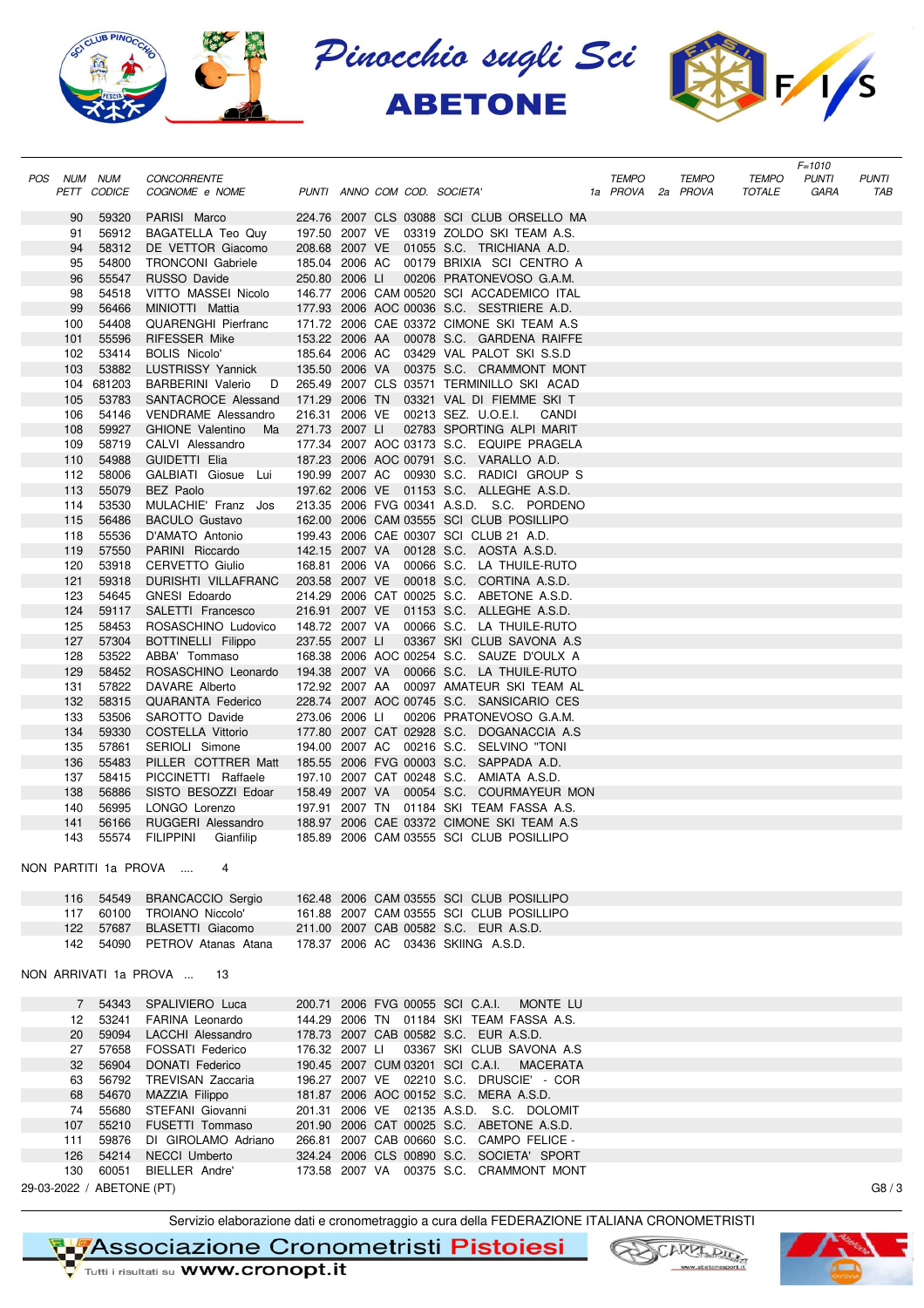# Pinocchio sugli Sci
## ABETONE

| POS | NUM PETT | NUM CODICE | CONCORRENTE COGNOME e NOME | PUNTI | ANNO | COM | COD. | SOCIETA' | TEMPO 1a PROVA | TEMPO 2a PROVA | TEMPO TOTALE | F=1010 PUNTI GARA | PUNTI TAB |
|---|---|---|---|---|---|---|---|---|---|---|---|---|---|
| | 90 | 59320 | PARISI Marco | 224.76 | 2007 | CLS | 03088 | SCI CLUB ORSELLO MA | | | | | |
| | 91 | 56912 | BAGATELLA Teo Quy | 197.50 | 2007 | VE | 03319 | ZOLDO SKI TEAM A.S. | | | | | |
| | 94 | 58312 | DE VETTOR Giacomo | 208.68 | 2007 | VE | 01055 | S.C. TRICHIANA A.D. | | | | | |
| | 95 | 54800 | TRONCONI Gabriele | 185.04 | 2006 | AC | 00179 | BRIXIA SCI CENTRO A | | | | | |
| | 96 | 55547 | RUSSO Davide | 250.80 | 2006 | LI | 00206 | PRATONEVOSO G.A.M. | | | | | |
| | 98 | 54518 | VITTO MASSEI Nicolo | 146.77 | 2006 | CAM | 00520 | SCI ACCADEMICO ITAL | | | | | |
| | 99 | 56466 | MINIOTTI Mattia | 177.93 | 2006 | AOC | 00036 | S.C. SESTRIERE A.D. | | | | | |
| | 100 | 54408 | QUARENGHI Pierfranc | 171.72 | 2006 | CAE | 03372 | CIMONE SKI TEAM A.S | | | | | |
| | 101 | 55596 | RIFESSER Mike | 153.22 | 2006 | AA | 00078 | S.C. GARDENA RAIFFE | | | | | |
| | 102 | 53414 | BOLIS Nicolo' | 185.64 | 2006 | AC | 03429 | VAL PALOT SKI S.S.D | | | | | |
| | 103 | 53882 | LUSTRISSY Yannick | 135.50 | 2006 | VA | 00375 | S.C. CRAMMONT MONT | | | | | |
| | 104 | 681203 | BARBERINI Valerio D | 265.49 | 2007 | CLS | 03571 | TERMINILLO SKI ACAD | | | | | |
| | 105 | 53783 | SANTACROCE Alessand | 171.29 | 2006 | TN | 03321 | VAL DI FIEMME SKI T | | | | | |
| | 106 | 54146 | VENDRAME Alessandro | 216.31 | 2006 | VE | 00213 | SEZ. U.O.E.I. CANDI | | | | | |
| | 108 | 59927 | GHIONE Valentino Ma | 271.73 | 2007 | LI | 02783 | SPORTING ALPI MARIT | | | | | |
| | 109 | 58719 | CALVI Alessandro | 177.34 | 2007 | AOC | 03173 | S.C. EQUIPE PRAGELA | | | | | |
| | 110 | 54988 | GUIDETTI Elia | 187.23 | 2006 | AOC | 00791 | S.C. VARALLO A.D. | | | | | |
| | 112 | 58006 | GALBIATI Giosue Lui | 190.99 | 2007 | AC | 00930 | S.C. RADICI GROUP S | | | | | |
| | 113 | 55079 | BEZ Paolo | 197.62 | 2006 | VE | 01153 | S.C. ALLEGHE A.S.D. | | | | | |
| | 114 | 53530 | MULACHIE' Franz Jos | 213.35 | 2006 | FVG | 00341 | A.S.D. S.C. PORDENO | | | | | |
| | 115 | 56486 | BACULO Gustavo | 162.00 | 2006 | CAM | 03555 | SCI CLUB POSILLIPO | | | | | |
| | 118 | 55536 | D'AMATO Antonio | 199.43 | 2006 | CAE | 00307 | SCI CLUB 21 A.D. | | | | | |
| | 119 | 57550 | PARINI Riccardo | 142.15 | 2007 | VA | 00128 | S.C. AOSTA A.S.D. | | | | | |
| | 120 | 53918 | CERVETTO Giulio | 168.81 | 2006 | VA | 00066 | S.C. LA THUILE-RUTO | | | | | |
| | 121 | 59318 | DURISHTI VILLAFRANC | 203.58 | 2007 | VE | 00018 | S.C. CORTINA A.S.D. | | | | | |
| | 123 | 54645 | GNESI Edoardo | 214.29 | 2006 | CAT | 00025 | S.C. ABETONE A.S.D. | | | | | |
| | 124 | 59117 | SALETTI Francesco | 216.91 | 2007 | VE | 01153 | S.C. ALLEGHE A.S.D. | | | | | |
| | 125 | 58453 | ROSASCHINO Ludovico | 148.72 | 2007 | VA | 00066 | S.C. LA THUILE-RUTO | | | | | |
| | 127 | 57304 | BOTTINELLI Filippo | 237.55 | 2007 | LI | 03367 | SKI CLUB SAVONA A.S | | | | | |
| | 128 | 53522 | ABBA' Tommaso | 168.38 | 2006 | AOC | 00254 | S.C. SAUZE D'OULX A | | | | | |
| | 129 | 58452 | ROSASCHINO Leonardo | 194.38 | 2007 | VA | 00066 | S.C. LA THUILE-RUTO | | | | | |
| | 131 | 57822 | DAVARE Alberto | 172.92 | 2007 | AA | 00097 | AMATEUR SKI TEAM AL | | | | | |
| | 132 | 58315 | QUARANTA Federico | 228.74 | 2007 | AOC | 00745 | S.C. SANSICARIO CES | | | | | |
| | 133 | 53506 | SAROTTO Davide | 273.06 | 2006 | LI | 00206 | PRATONEVOSO G.A.M. | | | | | |
| | 134 | 59330 | COSTELLA Vittorio | 177.80 | 2007 | CAT | 02928 | S.C. DOGANACCIA A.S | | | | | |
| | 135 | 57861 | SERIOLI Simone | 194.00 | 2007 | AC | 00216 | S.C. SELVINO "TONI | | | | | |
| | 136 | 55483 | PILLER COTTRER Matt | 185.55 | 2006 | FVG | 00003 | S.C. SAPPADA A.D. | | | | | |
| | 137 | 58415 | PICCINETTI Raffaele | 197.10 | 2007 | CAT | 00248 | S.C. AMIATA A.S.D. | | | | | |
| | 138 | 56886 | SISTO BESOZZI Edoar | 158.49 | 2007 | VA | 00054 | S.C. COURMAYEUR MON | | | | | |
| | 140 | 56995 | LONGO Lorenzo | 197.91 | 2007 | TN | 01184 | SKI TEAM FASSA A.S. | | | | | |
| | 141 | 56166 | RUGGERI Alessandro | 188.97 | 2006 | CAE | 03372 | CIMONE SKI TEAM A.S | | | | | |
| | 143 | 55574 | FILIPPINI Gianfilip | 185.89 | 2006 | CAM | 03555 | SCI CLUB POSILLIPO | | | | | |

NON PARTITI 1a PROVA .... 4

| POS | NUM PETT | NUM CODICE | CONCORRENTE COGNOME e NOME | PUNTI | ANNO | COM | COD. | SOCIETA' |
|---|---|---|---|---|---|---|---|---|
| | 116 | 54549 | BRANCACCIO Sergio | 162.48 | 2006 | CAM | 03555 | SCI CLUB POSILLIPO |
| | 117 | 60100 | TROIANO Niccolo' | 161.88 | 2007 | CAM | 03555 | SCI CLUB POSILLIPO |
| | 122 | 57687 | BLASETTI Giacomo | 211.00 | 2007 | CAB | 00582 | S.C. EUR A.S.D. |
| | 142 | 54090 | PETROV Atanas Atana | 178.37 | 2006 | AC | 03436 | SKIING A.S.D. |

NON ARRIVATI 1a PROVA ... 13

| POS | NUM PETT | NUM CODICE | CONCORRENTE COGNOME e NOME | PUNTI | ANNO | COM | COD. | SOCIETA' |
|---|---|---|---|---|---|---|---|---|
| | 7 | 54343 | SPALIVIERO Luca | 200.71 | 2006 | FVG | 00055 | SCI C.A.I. MONTE LU |
| | 12 | 53241 | FARINA Leonardo | 144.29 | 2006 | TN | 01184 | SKI TEAM FASSA A.S. |
| | 20 | 59094 | LACCHI Alessandro | 178.73 | 2007 | CAB | 00582 | S.C. EUR A.S.D. |
| | 27 | 57658 | FOSSATI Federico | 176.32 | 2007 | LI | 03367 | SKI CLUB SAVONA A.S |
| | 32 | 56904 | DONATI Federico | 190.45 | 2007 | CUM | 03201 | SCI C.A.I. MACERATA |
| | 63 | 56792 | TREVISAN Zaccaria | 196.27 | 2007 | VE | 02210 | S.C. DRUSCIE' - COR |
| | 68 | 54670 | MAZZIA Filippo | 181.87 | 2006 | AOC | 00152 | S.C. MERA A.S.D. |
| | 74 | 55680 | STEFANI Giovanni | 201.31 | 2006 | VE | 02135 | A.S.D. S.C. DOLOMIT |
| | 107 | 55210 | FUSETTI Tommaso | 201.90 | 2006 | CAT | 00025 | S.C. ABETONE A.S.D. |
| | 111 | 59876 | DI GIROLAMO Adriano | 266.81 | 2007 | CAB | 00660 | S.C. CAMPO FELICE - |
| | 126 | 54214 | NECCI Umberto | 324.24 | 2006 | CLS | 00890 | S.C. SOCIETA' SPORT |
| | 130 | 60051 | BIELLER Andre' | 173.58 | 2007 | VA | 00375 | S.C. CRAMMONT MONT |

29-03-2022 / ABETONE (PT)

Servizio elaborazione dati e cronometraggio a cura della FEDERAZIONE ITALIANA CRONOMETRISTI

Associazione Cronometristi Pistoiesi — Tutti i risultati su www.cronopt.it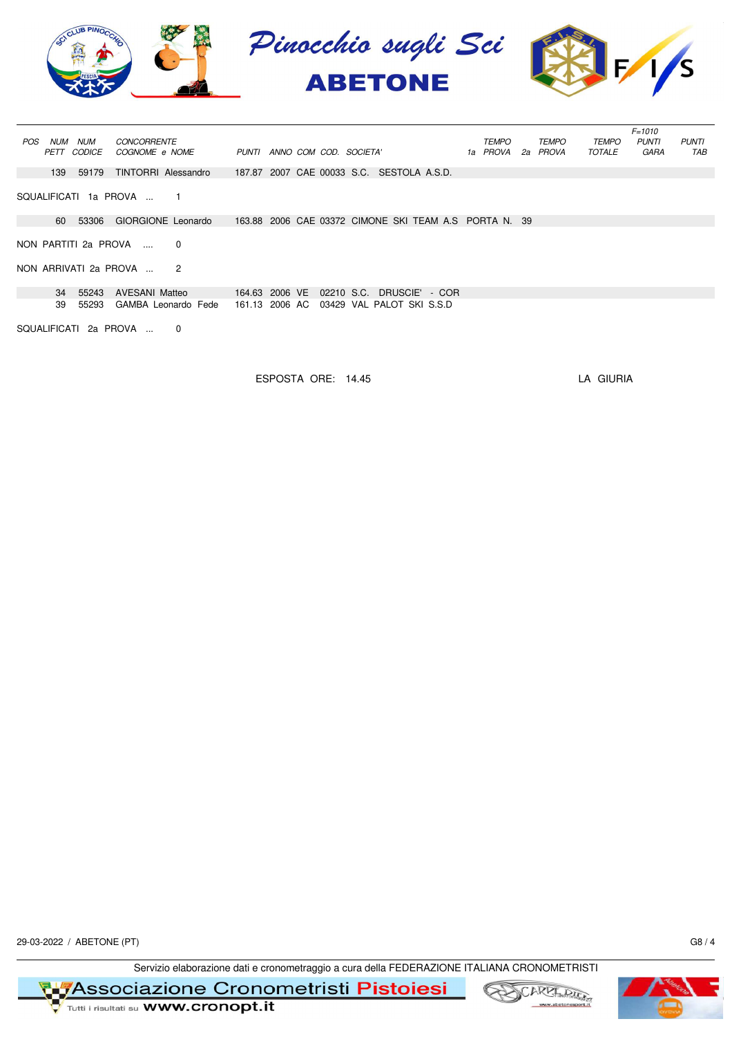# Pinocchio sugli Sci
## ABETONE

| POS | NUM PETT | NUM CODICE | CONCORRENTE COGNOME e NOME | PUNTI | ANNO | COM | COD. | SOCIETA' | TEMPO 1a PROVA | TEMPO 2a PROVA | TEMPO TOTALE | F=1010 PUNTI GARA | PUNTI TAB |
|---|---|---|---|---|---|---|---|---|---|---|---|---|---|
| | 139 | 59179 | TINTORRI Alessandro | 187.87 | 2007 | CAE | 00033 | S.C. SESTOLA A.S.D. | | | | | |

SQUALIFICATI 1a PROVA ... 1

| POS | NUM PETT | NUM CODICE | CONCORRENTE COGNOME e NOME | PUNTI | ANNO | COM | COD. | SOCIETA' | | | | | |
|---|---|---|---|---|---|---|---|---|---|---|---|---|---|
| | 60 | 53306 | GIORGIONE Leonardo | 163.88 | 2006 | CAE | 03372 | CIMONE SKI TEAM A.S | PORTA N. 39 | | | | |

NON PARTITI 2a PROVA .... 0

NON ARRIVATI 2a PROVA ... 2

| POS | NUM PETT | NUM CODICE | CONCORRENTE COGNOME e NOME | PUNTI | ANNO | COM | COD. | SOCIETA' |
|---|---|---|---|---|---|---|---|---|
| | 34 | 55243 | AVESANI Matteo | 164.63 | 2006 | VE | 02210 | S.C. DRUSCIE' - COR |
| | 39 | 55293 | GAMBA Leonardo Fede | 161.13 | 2006 | AC | 03429 | VAL PALOT SKI S.S.D |

SQUALIFICATI 2a PROVA ... 0

ESPOSTA ORE: 14.45

LA GIURIA

29-03-2022 / ABETONE (PT)

G8 / 4

Servizio elaborazione dati e cronometraggio a cura della FEDERAZIONE ITALIANA CRONOMETRISTI

Associazione Cronometristi Pistoiesi — Tutti i risultati su www.cronopt.it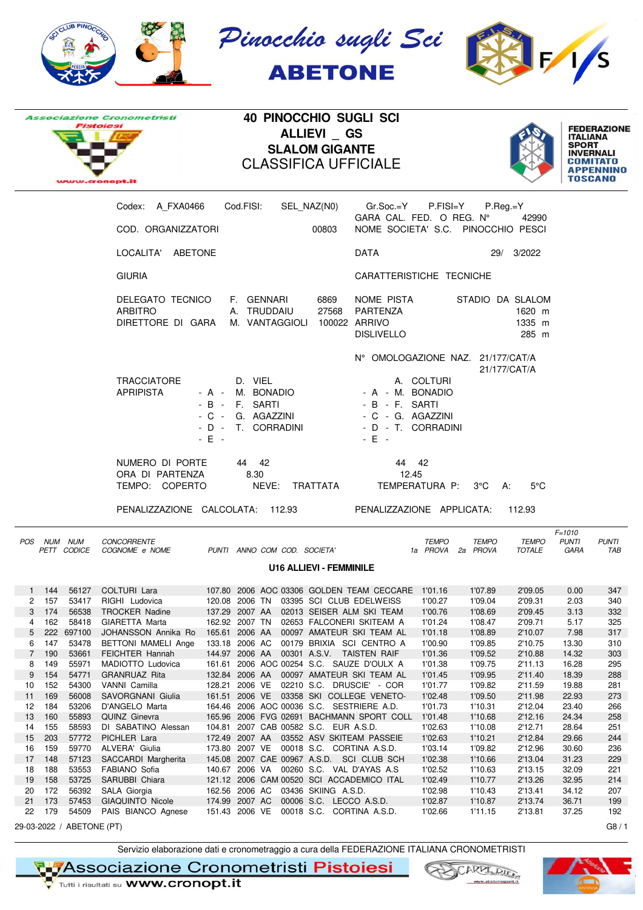Pinocchio sugli Sci
**ABETONE**

Associazione Cronometristi Pistoiesi
www.cronopt.it

# 40 PINOCCHIO SUGLI SCI
## ALLIEVI _ GS
## SLALOM GIGANTE
## CLASSIFICA UFFICIALE

FEDERAZIONE ITALIANA SPORT INVERNALI
COMITATO APPENNINO TOSCANO

Codex: A_FXA0466 Cod.FISI: SEL_NAZ(N0) Gr.Soc.=Y P.FISI=Y P.Reg.=Y
GARA CAL. FED. O REG. N° 42990

COD. ORGANIZZATORI 00803 NOME SOCIETA' S.C. PINOCCHIO PESCI

LOCALITA' ABETONE DATA 29/ 3/2022

GIURIA CARATTERISTICHE TECNICHE

DELEGATO TECNICO F. GENNARI 6869
ARBITRO A. TRUDDAIU 27568
DIRETTORE DI GARA M. VANTAGGIOLI 100022

NOME PISTA STADIO DA SLALOM
PARTENZA 1620 m
ARRIVO 1335 m
DISLIVELLO 285 m

N° OMOLOGAZIONE NAZ. 21/177/CAT/A
21/177/CAT/A

| | 1a Prova | 2a Prova |
|---|---|---|
| TRACCIATORE | D. VIEL | A. COLTURI |
| APRIPISTA - A - | M. BONADIO | M. BONADIO |
| - B - | F. SARTI | F. SARTI |
| - C - | G. AGAZZINI | G. AGAZZINI |
| - D - | T. CORRADINI | T. CORRADINI |
| - E - | | |
| NUMERO DI PORTE | 44 42 | 44 42 |
| ORA DI PARTENZA | 8.30 | 12.45 |

TEMPO: COPERTO NEVE: TRATTATA TEMPERATURA P: 3°C A: 5°C

PENALIZZAZIONE CALCOLATA: 112.93 PENALIZZAZIONE APPLICATA: 112.93

### U16 ALLIEVI - FEMMINILE

| POS | NUM PETT | NUM CODICE | CONCORRENTE COGNOME e NOME | PUNTI | ANNO | COM | COD. | SOCIETA' | TEMPO 1a PROVA | TEMPO 2a PROVA | TEMPO TOTALE | F=1010 PUNTI GARA | PUNTI TAB |
|---|---|---|---|---|---|---|---|---|---|---|---|---|---|
| 1 | 144 | 56127 | COLTURI Lara | 107.80 | 2006 | AOC | 03306 | GOLDEN TEAM CECCARE | 1'01.16 | 1'07.89 | 2'09.05 | 0.00 | 347 |
| 2 | 157 | 53417 | RIGHI Ludovica | 120.08 | 2006 | TN | 03395 | SCI CLUB EDELWEISS | 1'00.27 | 1'09.04 | 2'09.31 | 2.03 | 340 |
| 3 | 174 | 56538 | TROCKER Nadine | 137.29 | 2007 | AA | 02013 | SEISER ALM SKI TEAM | 1'00.76 | 1'08.69 | 2'09.45 | 3.13 | 332 |
| 4 | 162 | 58418 | GIARETTA Marta | 162.92 | 2007 | TN | 02653 | FALCONERI SKITEAM A | 1'01.24 | 1'08.47 | 2'09.71 | 5.17 | 325 |
| 5 | 222 | 697100 | JOHANSSON Annika Ro | 165.61 | 2006 | AA | 00097 | AMATEUR SKI TEAM AL | 1'01.18 | 1'08.89 | 2'10.07 | 7.98 | 317 |
| 6 | 147 | 53478 | BETTONI MAMELI Ange | 133.18 | 2006 | AC | 00179 | BRIXIA SCI CENTRO A | 1'00.90 | 1'09.85 | 2'10.75 | 13.30 | 310 |
| 7 | 190 | 53661 | FEICHTER Hannah | 144.97 | 2006 | AA | 00301 | A.S.V. TAISTEN RAIF | 1'01.36 | 1'09.52 | 2'10.88 | 14.32 | 303 |
| 8 | 149 | 55971 | MADIOTTO Ludovica | 161.61 | 2006 | AOC | 00254 | S.C. SAUZE D'OULX A | 1'01.38 | 1'09.75 | 2'11.13 | 16.28 | 295 |
| 9 | 154 | 54771 | GRANRUAZ Rita | 132.84 | 2006 | AA | 00097 | AMATEUR SKI TEAM AL | 1'01.45 | 1'09.95 | 2'11.40 | 18.39 | 288 |
| 10 | 152 | 54300 | VANNI Camilla | 128.21 | 2006 | VE | 02210 | S.C. DRUSCIE' - COR | 1'01.77 | 1'09.82 | 2'11.59 | 19.88 | 281 |
| 11 | 169 | 56008 | SAVORGNANI Giulia | 161.51 | 2006 | VE | 03358 | SKI COLLEGE VENETO- | 1'02.48 | 1'09.50 | 2'11.98 | 22.93 | 273 |
| 12 | 184 | 53206 | D'ANGELO Marta | 164.46 | 2006 | AOC | 00036 | S.C. SESTRIERE A.D. | 1'01.73 | 1'10.31 | 2'12.04 | 23.40 | 266 |
| 13 | 160 | 55893 | QUINZ Ginevra | 165.96 | 2006 | FVG | 02691 | BACHMANN SPORT COLL | 1'01.48 | 1'10.68 | 2'12.16 | 24.34 | 258 |
| 14 | 155 | 58593 | DI SABATINO Alessan | 104.81 | 2007 | CAB | 00582 | S.C. EUR A.S.D. | 1'02.63 | 1'10.08 | 2'12.71 | 28.64 | 251 |
| 15 | 203 | 57772 | PICHLER Lara | 172.49 | 2007 | AA | 03552 | ASV SKITEAM PASSEIE | 1'02.63 | 1'10.21 | 2'12.84 | 29.66 | 244 |
| 16 | 159 | 59770 | ALVERA' Giulia | 173.80 | 2007 | VE | 00018 | S.C. CORTINA A.S.D. | 1'03.14 | 1'09.82 | 2'12.96 | 30.60 | 236 |
| 17 | 148 | 57123 | SACCARDI Margherita | 145.08 | 2007 | CAE | 00967 | A.S.D. SCI CLUB SCH | 1'02.38 | 1'10.66 | 2'13.04 | 31.23 | 229 |
| 18 | 188 | 53553 | FABIANO Sofia | 140.67 | 2006 | VA | 00260 | S.C. VAL D'AYAS A.S | 1'02.52 | 1'10.63 | 2'13.15 | 32.09 | 221 |
| 19 | 158 | 53725 | SARUBBI Chiara | 121.12 | 2006 | CAM | 00520 | SCI ACCADEMICO ITAL | 1'02.49 | 1'10.77 | 2'13.26 | 32.95 | 214 |
| 20 | 172 | 56392 | SALA Giorgia | 162.56 | 2006 | AC | 03436 | SKIING A.S.D. | 1'02.98 | 1'10.43 | 2'13.41 | 34.12 | 207 |
| 21 | 173 | 57453 | GIAQUINTO Nicole | 174.99 | 2007 | AC | 00006 | S.C. LECCO A.S.D. | 1'02.87 | 1'10.87 | 2'13.74 | 36.71 | 199 |
| 22 | 179 | 54509 | PAIS BIANCO Agnese | 151.43 | 2006 | VE | 00018 | S.C. CORTINA A.S.D. | 1'02.66 | 1'11.15 | 2'13.81 | 37.25 | 192 |

29-03-2022 / ABETONE (PT) G8 / 1

Servizio elaborazione dati e cronometraggio a cura della FEDERAZIONE ITALIANA CRONOMETRISTI

Associazione Cronometristi Pistoiesi
Tutti i risultati su www.cronopt.it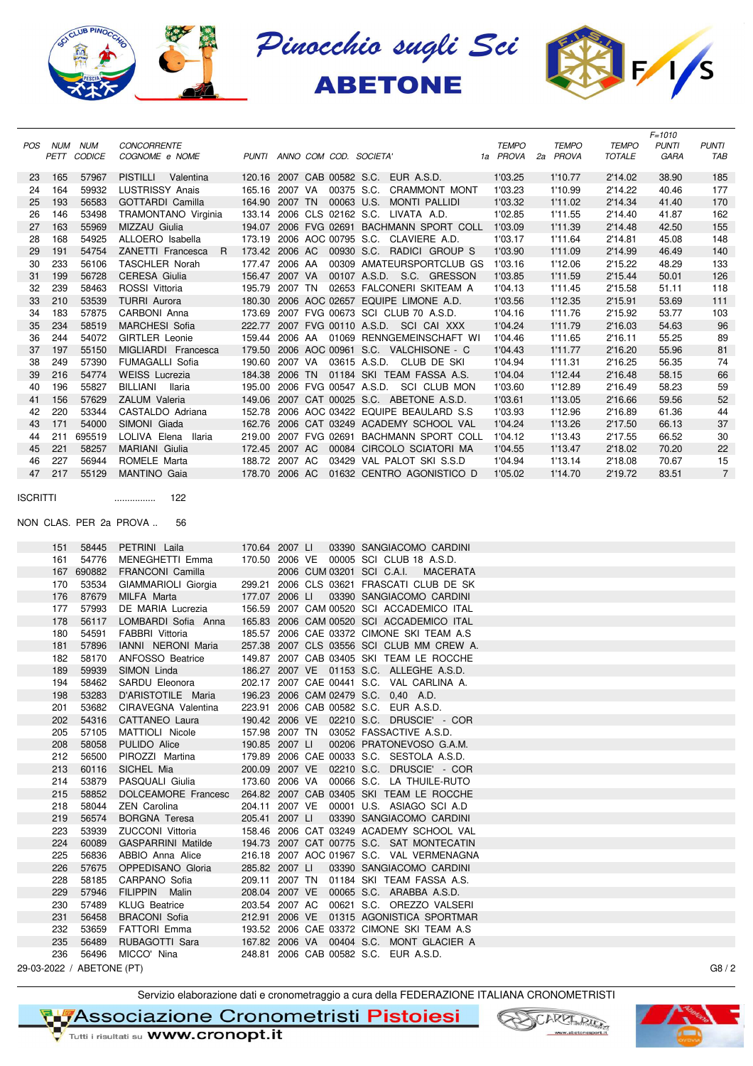# Pinocchio sugli Sci
## ABETONE

| POS | NUM PETT | NUM CODICE | CONCORRENTE COGNOME e NOME | PUNTI | ANNO | COM | COD. | SOCIETA' | TEMPO 1a PROVA | TEMPO 2a PROVA | TEMPO TOTALE | F=1010 PUNTI GARA | PUNTI TAB |
|---|---|---|---|---|---|---|---|---|---|---|---|---|---|
| 23 | 165 | 57967 | PISTILLI Valentina | 120.16 | 2007 | CAB | 00582 | S.C. EUR A.S.D. | 1'03.25 | 1'10.77 | 2'14.02 | 38.90 | 185 |
| 24 | 164 | 59932 | LUSTRISSY Anais | 165.16 | 2007 | VA | 00375 | S.C. CRAMMONT MONT | 1'03.23 | 1'10.99 | 2'14.22 | 40.46 | 177 |
| 25 | 193 | 56583 | GOTTARDI Camilla | 164.90 | 2007 | TN | 00063 | U.S. MONTI PALLIDI | 1'03.32 | 1'11.02 | 2'14.34 | 41.40 | 170 |
| 26 | 146 | 53498 | TRAMONTANO Virginia | 133.14 | 2006 | CLS | 02162 | S.C. LIVATA A.D. | 1'02.85 | 1'11.55 | 2'14.40 | 41.87 | 162 |
| 27 | 163 | 55969 | MIZZAU Giulia | 194.07 | 2006 | FVG | 02691 | BACHMANN SPORT COLL | 1'03.09 | 1'11.39 | 2'14.48 | 42.50 | 155 |
| 28 | 168 | 54925 | ALLOERO Isabella | 173.19 | 2006 | AOC | 00795 | S.C. CLAVIERE A.D. | 1'03.17 | 1'11.64 | 2'14.81 | 45.08 | 148 |
| 29 | 191 | 54754 | ZANETTI Francesca R | 173.42 | 2006 | AC | 00930 | S.C. RADICI GROUP S | 1'03.90 | 1'11.09 | 2'14.99 | 46.49 | 140 |
| 30 | 233 | 56106 | TASCHLER Norah | 177.47 | 2006 | AA | 00309 | AMATEURSPORTCLUB GS | 1'03.16 | 1'12.06 | 2'15.22 | 48.29 | 133 |
| 31 | 199 | 56728 | CERESA Giulia | 156.47 | 2007 | VA | 00107 | A.S.D. S.C. GRESSON | 1'03.85 | 1'11.59 | 2'15.44 | 50.01 | 126 |
| 32 | 239 | 58463 | ROSSI Vittoria | 195.79 | 2007 | TN | 02653 | FALCONERI SKITEAM A | 1'04.13 | 1'11.45 | 2'15.58 | 51.11 | 118 |
| 33 | 210 | 53539 | TURRI Aurora | 180.30 | 2006 | AOC | 02657 | EQUIPE LIMONE A.D. | 1'03.56 | 1'12.35 | 2'15.91 | 53.69 | 111 |
| 34 | 183 | 57875 | CARBONI Anna | 173.69 | 2007 | FVG | 00673 | SCI CLUB 70 A.S.D. | 1'04.16 | 1'11.76 | 2'15.92 | 53.77 | 103 |
| 35 | 234 | 58519 | MARCHESI Sofia | 222.77 | 2007 | FVG | 00110 | A.S.D. SCI CAI XXX | 1'04.24 | 1'11.79 | 2'16.03 | 54.63 | 96 |
| 36 | 244 | 54072 | GIRTLER Leonie | 159.44 | 2006 | AA | 01069 | RENNGEMEINSCHAFT WI | 1'04.46 | 1'11.65 | 2'16.11 | 55.25 | 89 |
| 37 | 197 | 55150 | MIGLIARDI Francesca | 179.50 | 2006 | AOC | 00961 | S.C. VALCHISONE - C | 1'04.43 | 1'11.77 | 2'16.20 | 55.96 | 81 |
| 38 | 249 | 57390 | FUMAGALLI Sofia | 190.60 | 2007 | VA | 03615 | A.S.D. CLUB DE SKI | 1'04.94 | 1'11.31 | 2'16.25 | 56.35 | 74 |
| 39 | 216 | 54774 | WEISS Lucrezia | 184.38 | 2006 | TN | 01184 | SKI TEAM FASSA A.S. | 1'04.04 | 1'12.44 | 2'16.48 | 58.15 | 66 |
| 40 | 196 | 55827 | BILLIANI Ilaria | 195.00 | 2006 | FVG | 00547 | A.S.D. SCI CLUB MON | 1'03.60 | 1'12.89 | 2'16.49 | 58.23 | 59 |
| 41 | 156 | 57629 | ZALUM Valeria | 149.06 | 2007 | CAT | 00025 | S.C. ABETONE A.S.D. | 1'03.61 | 1'13.05 | 2'16.66 | 59.56 | 52 |
| 42 | 220 | 53344 | CASTALDO Adriana | 152.78 | 2006 | AOC | 03422 | EQUIPE BEAULARD S.S | 1'03.93 | 1'12.96 | 2'16.89 | 61.36 | 44 |
| 43 | 171 | 54000 | SIMONI Giada | 162.76 | 2006 | CAT | 03249 | ACADEMY SCHOOL VAL | 1'04.24 | 1'13.26 | 2'17.50 | 66.13 | 37 |
| 44 | 211 | 695519 | LOLIVA Elena Ilaria | 219.00 | 2007 | FVG | 02691 | BACHMANN SPORT COLL | 1'04.12 | 1'13.43 | 2'17.55 | 66.52 | 30 |
| 45 | 221 | 58257 | MARIANI Giulia | 172.45 | 2007 | AC | 00084 | CIRCOLO SCIATORI MA | 1'04.55 | 1'13.47 | 2'18.02 | 70.20 | 22 |
| 46 | 227 | 56944 | ROMELE Marta | 188.72 | 2007 | AC | 03429 | VAL PALOT SKI S.S.D | 1'04.94 | 1'13.14 | 2'18.08 | 70.67 | 15 |
| 47 | 217 | 55129 | MANTINO Gaia | 178.70 | 2006 | AC | 01632 | CENTRO AGONISTICO D | 1'05.02 | 1'14.70 | 2'19.72 | 83.51 | 7 |

ISCRITTI ................ 122

NON CLAS. PER 2a PROVA .. 56

| NUM PETT | NUM CODICE | COGNOME e NOME | PUNTI | ANNO | COM | COD. | SOCIETA' |
|---|---|---|---|---|---|---|---|
| 151 | 58445 | PETRINI Laila | 170.64 | 2007 | LI | 03390 | SANGIACOMO CARDINI |
| 161 | 54776 | MENEGHETTI Emma | 170.50 | 2006 | VE | 00005 | SCI CLUB 18 A.S.D. |
| 167 | 690882 | FRANCONI Camilla | | 2006 | CUM | 03201 | SCI C.A.I. MACERATA |
| 170 | 53534 | GIAMMARIOLI Giorgia | 299.21 | 2006 | CLS | 03621 | FRASCATI CLUB DE SK |
| 176 | 87679 | MILFA Marta | 177.07 | 2006 | LI | 03390 | SANGIACOMO CARDINI |
| 177 | 57993 | DE MARIA Lucrezia | 156.59 | 2007 | CAM | 00520 | SCI ACCADEMICO ITAL |
| 178 | 56117 | LOMBARDI Sofia Anna | 165.83 | 2006 | CAM | 00520 | SCI ACCADEMICO ITAL |
| 180 | 54591 | FABBRI Vittoria | 185.57 | 2006 | CAE | 03372 | CIMONE SKI TEAM A.S |
| 181 | 57896 | IANNI NERONI Maria | 257.38 | 2007 | CLS | 03556 | SCI CLUB MM CREW A. |
| 182 | 58170 | ANFOSSO Beatrice | 149.87 | 2007 | CAB | 03405 | SKI TEAM LE ROCCHE |
| 189 | 59939 | SIMON Linda | 186.27 | 2007 | VE | 01153 | S.C. ALLEGHE A.S.D. |
| 194 | 58462 | SARDU Eleonora | 202.17 | 2007 | CAE | 00441 | S.C. VAL CARLINA A. |
| 198 | 53283 | D'ARISTOTILE Maria | 196.23 | 2006 | CAM | 02479 | S.C. 0,40 A.D. |
| 201 | 53682 | CIRAVEGNA Valentina | 223.91 | 2006 | CAB | 00582 | S.C. EUR A.S.D. |
| 202 | 54316 | CATTANEO Laura | 190.42 | 2006 | VE | 02210 | S.C. DRUSCIE' - COR |
| 205 | 57105 | MATTIOLI Nicole | 157.98 | 2007 | TN | 03052 | FASSACTIVE A.S.D. |
| 208 | 58058 | PULIDO Alice | 190.85 | 2007 | LI | 00206 | PRATONEVOSO G.A.M. |
| 212 | 56500 | PIROZZI Martina | 179.89 | 2006 | CAE | 00033 | S.C. SESTOLA A.S.D. |
| 213 | 60116 | SICHEL Mia | 200.09 | 2007 | VE | 02210 | S.C. DRUSCIE' - COR |
| 214 | 53879 | PASQUALI Giulia | 173.60 | 2006 | VA | 00066 | S.C. LA THUILE-RUTO |
| 215 | 58852 | DOLCEAMORE Francesc | 264.82 | 2007 | CAB | 03405 | SKI TEAM LE ROCCHE |
| 218 | 58044 | ZEN Carolina | 204.11 | 2007 | VE | 00001 | U.S. ASIAGO SCI A.D |
| 219 | 56574 | BORGNA Teresa | 205.41 | 2007 | LI | 03390 | SANGIACOMO CARDINI |
| 223 | 53939 | ZUCCONI Vittoria | 158.46 | 2006 | CAT | 03249 | ACADEMY SCHOOL VAL |
| 224 | 60089 | GASPARRINI Matilde | 194.73 | 2007 | CAT | 00775 | S.C. SAT MONTECATIN |
| 225 | 56836 | ABBIO Anna Alice | 216.18 | 2007 | AOC | 01967 | S.C. VAL VERMENAGNA |
| 226 | 57675 | OPPEDISANO Gloria | 285.82 | 2007 | LI | 03390 | SANGIACOMO CARDINI |
| 228 | 58185 | CARPANO Sofia | 209.11 | 2007 | TN | 01184 | SKI TEAM FASSA A.S. |
| 229 | 57946 | FILIPPIN Malin | 208.04 | 2007 | VE | 00065 | S.C. ARABBA A.S.D. |
| 230 | 57489 | KLUG Beatrice | 203.54 | 2007 | AC | 00621 | S.C. OREZZO VALSERI |
| 231 | 56458 | BRACONI Sofia | 212.91 | 2006 | VE | 01315 | AGONISTICA SPORTMAR |
| 232 | 53659 | FATTORI Emma | 193.52 | 2006 | CAE | 03372 | CIMONE SKI TEAM A.S |
| 235 | 56489 | RUBAGOTTI Sara | 167.82 | 2006 | VA | 00404 | S.C. MONT GLACIER A |
| 236 | 56496 | MICCO' Nina | 248.81 | 2006 | CAB | 00582 | S.C. EUR A.S.D. |

29-03-2022 / ABETONE (PT)

Servizio elaborazione dati e cronometraggio a cura della FEDERAZIONE ITALIANA CRONOMETRISTI

Associazione Cronometristi Pistoiesi — Tutti i risultati su www.cronopt.it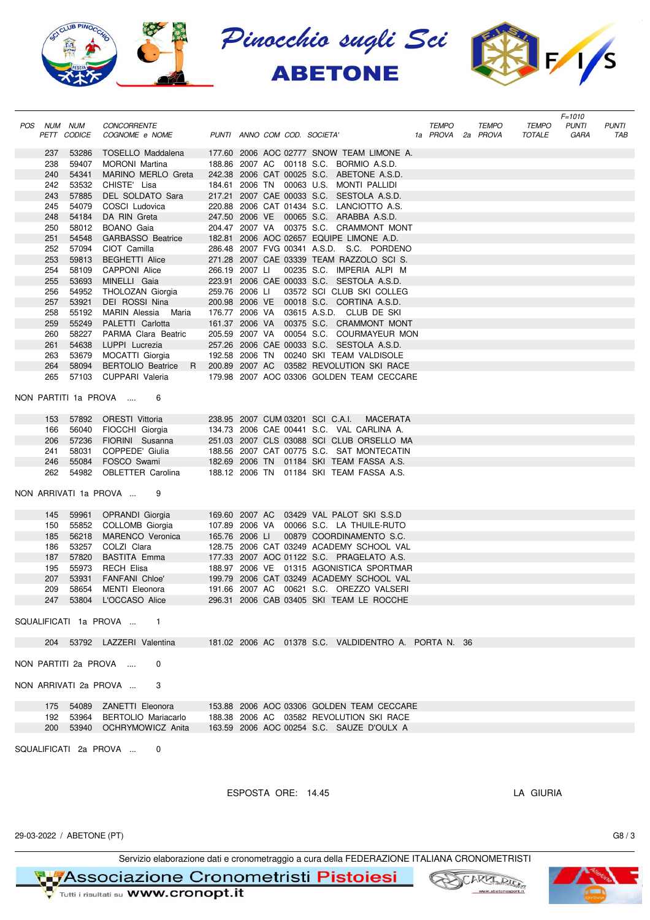# Pinocchio sugli Sci

## ABETONE

| POS | NUM PETT | NUM CODICE | CONCORRENTE COGNOME e NOME | PUNTI | ANNO | COM | COD. | SOCIETA' | TEMPO 1a PROVA | TEMPO 2a PROVA | TEMPO TOTALE | F=1010 PUNTI GARA | PUNTI TAB |
|---|---|---|---|---|---|---|---|---|---|---|---|---|---|
| | 237 | 53286 | TOSELLO Maddalena | 177.60 | 2006 | AOC | 02777 | SNOW TEAM LIMONE A. | | | | | |
| | 238 | 59407 | MORONI Martina | 188.86 | 2007 | AC | 00118 | S.C. BORMIO A.S.D. | | | | | |
| | 240 | 54341 | MARINO MERLO Greta | 242.38 | 2006 | CAT | 00025 | S.C. ABETONE A.S.D. | | | | | |
| | 242 | 53532 | CHISTE' Lisa | 184.61 | 2006 | TN | 00063 | U.S. MONTI PALLIDI | | | | | |
| | 243 | 57885 | DEL SOLDATO Sara | 217.21 | 2007 | CAE | 00033 | S.C. SESTOLA A.S.D. | | | | | |
| | 245 | 54079 | COSCI Ludovica | 220.88 | 2006 | CAT | 01434 | S.C. LANCIOTTO A.S. | | | | | |
| | 248 | 54184 | DA RIN Greta | 247.50 | 2006 | VE | 00065 | S.C. ARABBA A.S.D. | | | | | |
| | 250 | 58012 | BOANO Gaia | 204.47 | 2007 | VA | 00375 | S.C. CRAMMONT MONT | | | | | |
| | 251 | 54548 | GARBASSO Beatrice | 182.81 | 2006 | AOC | 02657 | EQUIPE LIMONE A.D. | | | | | |
| | 252 | 57094 | CIOT Camilla | 286.48 | 2007 | FVG | 00341 | A.S.D. S.C. PORDENO | | | | | |
| | 253 | 59813 | BEGHETTI Alice | 271.28 | 2007 | CAE | 03339 | TEAM RAZZOLO SCI S. | | | | | |
| | 254 | 58109 | CAPPONI Alice | 266.19 | 2007 | LI | 00235 | S.C. IMPERIA ALPI M | | | | | |
| | 255 | 53693 | MINELLI Gaia | 223.91 | 2006 | CAE | 00033 | S.C. SESTOLA A.S.D. | | | | | |
| | 256 | 54952 | THOLOZAN Giorgia | 259.76 | 2006 | LI | 03572 | SCI CLUB SKI COLLEG | | | | | |
| | 257 | 53921 | DEI ROSSI Nina | 200.98 | 2006 | VE | 00018 | S.C. CORTINA A.S.D. | | | | | |
| | 258 | 55192 | MARIN Alessia Maria | 176.77 | 2006 | VA | 03615 | A.S.D. CLUB DE SKI | | | | | |
| | 259 | 55249 | PALETTI Carlotta | 161.37 | 2006 | VA | 00375 | S.C. CRAMMONT MONT | | | | | |
| | 260 | 58227 | PARMA Clara Beatric | 205.59 | 2007 | VA | 00054 | S.C. COURMAYEUR MON | | | | | |
| | 261 | 54638 | LUPPI Lucrezia | 257.26 | 2006 | CAE | 00033 | S.C. SESTOLA A.S.D. | | | | | |
| | 263 | 53679 | MOCATTI Giorgia | 192.58 | 2006 | TN | 00240 | SKI TEAM VALDISOLE | | | | | |
| | 264 | 58094 | BERTOLIO Beatrice R | 200.89 | 2007 | AC | 03582 | REVOLUTION SKI RACE | | | | | |
| | 265 | 57103 | CUPPARI Valeria | 179.98 | 2007 | AOC | 03306 | GOLDEN TEAM CECCARE | | | | | |

NON PARTITI 1a PROVA .... 6

| NUM PETT | NUM CODICE | COGNOME e NOME | PUNTI | ANNO | COM | COD. | SOCIETA' |
|---|---|---|---|---|---|---|---|
| 153 | 57892 | ORESTI Vittoria | 238.95 | 2007 | CUM | 03201 | SCI C.A.I. MACERATA |
| 166 | 56040 | FIOCCHI Giorgia | 134.73 | 2006 | CAE | 00441 | S.C. VAL CARLINA A. |
| 206 | 57236 | FIORINI Susanna | 251.03 | 2007 | CLS | 03088 | SCI CLUB ORSELLO MA |
| 241 | 58031 | COPPEDE' Giulia | 188.56 | 2007 | CAT | 00775 | S.C. SAT MONTECATIN |
| 246 | 55084 | FOSCO Swami | 182.69 | 2006 | TN | 01184 | SKI TEAM FASSA A.S. |
| 262 | 54982 | OBLETTER Carolina | 188.12 | 2006 | TN | 01184 | SKI TEAM FASSA A.S. |

NON ARRIVATI 1a PROVA ... 9

| NUM PETT | NUM CODICE | COGNOME e NOME | PUNTI | ANNO | COM | COD. | SOCIETA' |
|---|---|---|---|---|---|---|---|
| 145 | 59961 | OPRANDI Giorgia | 169.60 | 2007 | AC | 03429 | VAL PALOT SKI S.S.D |
| 150 | 55852 | COLLOMB Giorgia | 107.89 | 2006 | VA | 00066 | S.C. LA THUILE-RUTO |
| 185 | 56218 | MARENCO Veronica | 165.76 | 2006 | LI | 00879 | COORDINAMENTO S.C. |
| 186 | 53257 | COLZI Clara | 128.75 | 2006 | CAT | 03249 | ACADEMY SCHOOL VAL |
| 187 | 57820 | BASTITA Emma | 177.33 | 2007 | AOC | 01122 | S.C. PRAGELATO A.S. |
| 195 | 55973 | RECH Elisa | 188.97 | 2006 | VE | 01315 | AGONISTICA SPORTMAR |
| 207 | 53931 | FANFANI Chloe' | 199.79 | 2006 | CAT | 03249 | ACADEMY SCHOOL VAL |
| 209 | 58654 | MENTI Eleonora | 191.66 | 2007 | AC | 00621 | S.C. OREZZO VALSERI |
| 247 | 53804 | L'OCCASO Alice | 296.31 | 2006 | CAB | 03405 | SKI TEAM LE ROCCHE |

SQUALIFICATI 1a PROVA ... 1

| NUM PETT | NUM CODICE | COGNOME e NOME | PUNTI | ANNO | COM | COD. | SOCIETA' |
|---|---|---|---|---|---|---|---|
| 204 | 53792 | LAZZERI Valentina | 181.02 | 2006 | AC | 01378 | S.C. VALDIDENTRO A. PORTA N. 36 |

NON PARTITI 2a PROVA .... 0

NON ARRIVATI 2a PROVA ... 3

| NUM PETT | NUM CODICE | COGNOME e NOME | PUNTI | ANNO | COM | COD. | SOCIETA' |
|---|---|---|---|---|---|---|---|
| 175 | 54089 | ZANETTI Eleonora | 153.88 | 2006 | AOC | 03306 | GOLDEN TEAM CECCARE |
| 192 | 53964 | BERTOLIO Mariacarlo | 188.38 | 2006 | AC | 03582 | REVOLUTION SKI RACE |
| 200 | 53940 | OCHRYMOWICZ Anita | 163.59 | 2006 | AOC | 00254 | S.C. SAUZE D'OULX A |

SQUALIFICATI 2a PROVA ... 0

ESPOSTA ORE: 14.45

LA GIURIA

29-03-2022 / ABETONE (PT)

Servizio elaborazione dati e cronometraggio a cura della FEDERAZIONE ITALIANA CRONOMETRISTI

Associazione Cronometristi Pistoiesi — Tutti i risultati su www.cronopt.it